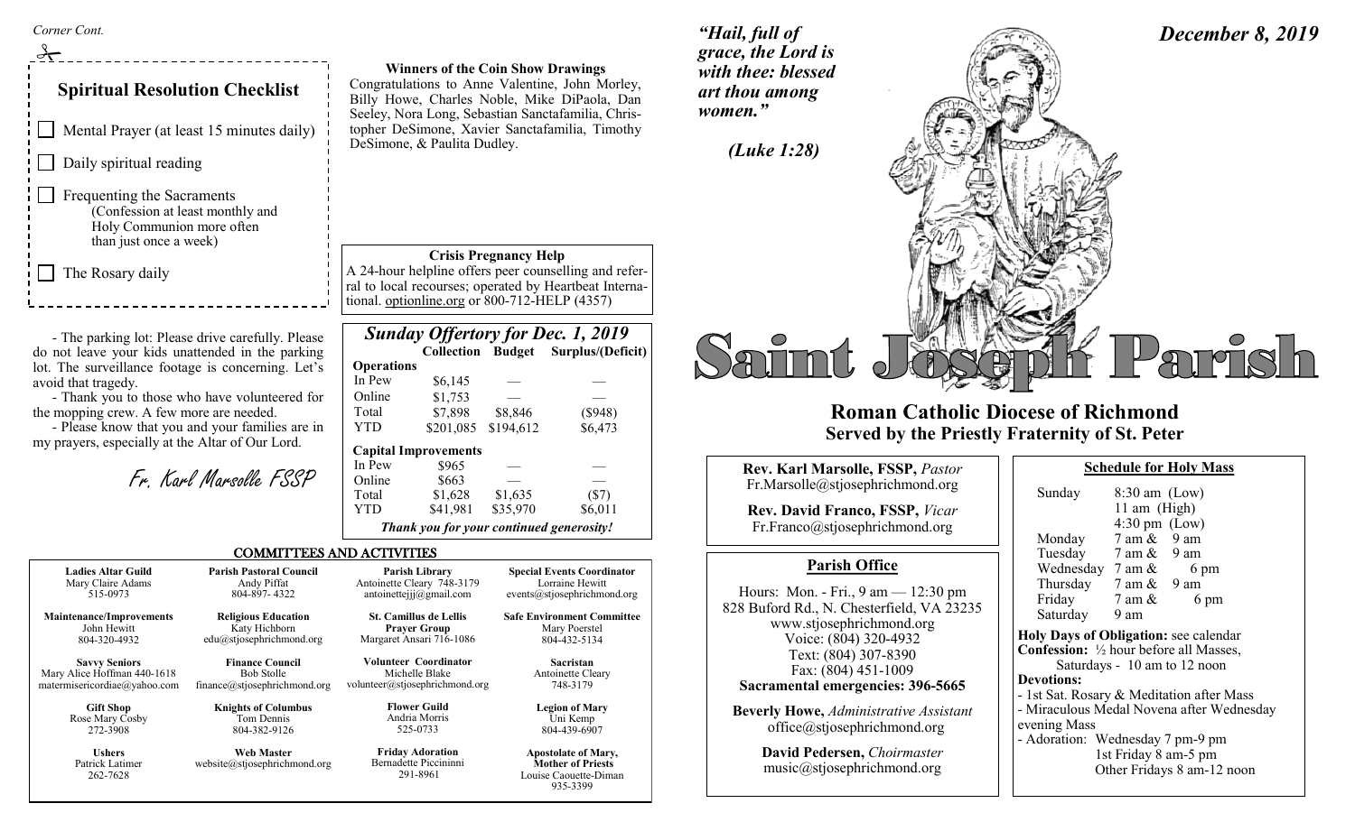*Corner Cont.*

## Spiritual Resolution Checklist

- ☐ Mental Prayer (at least 15 minutes daily)
- ☐ Daily spiritual reading
- ☐ Frequenting the Sacraments
  (Confession at least monthly and Holy Communion more often than just once a week)
- ☐ The Rosary daily

- The parking lot: Please drive carefully. Please do not leave your kids unattended in the parking lot. The surveillance footage is concerning. Let's avoid that tragedy.

- Thank you to those who have volunteered for the mopping crew. A few more are needed.

- Please know that you and your families are in my prayers, especially at the Altar of Our Lord.

*Fr. Karl Marsolle FSSP*

**Winners of the Coin Show Drawings**

Congratulations to Anne Valentine, John Morley, Billy Howe, Charles Noble, Mike DiPaola, Dan Seeley, Nora Long, Sebastian Sanctafamilia, Christopher DeSimone, Xavier Sanctafamilia, Timothy DeSimone, & Paulita Dudley.

**Crisis Pregnancy Help**

A 24-hour helpline offers peer counselling and referral to local recourses; operated by Heartbeat International. optionline.org or 800-712-HELP (4357)

### *Sunday Offertory for Dec. 1, 2019*

| | Collection | Budget | Surplus/(Deficit) |
|---|---|---|---|
| **Operations** | | | |
| In Pew | $6,145 | — | — |
| Online | $1,753 | — | — |
| Total | $7,898 | $8,846 | ($948) |
| YTD | $201,085 | $194,612 | $6,473 |
| **Capital Improvements** | | | |
| In Pew | $965 | — | — |
| Online | $663 | — | — |
| Total | $1,628 | $1,635 | ($7) |
| YTD | $41,981 | $35,970 | $6,011 |

*Thank you for your continued generosity!*

## COMMITTEES AND ACTIVITIES

| | | | |
|---|---|---|---|
| **Ladies Altar Guild**<br>Mary Claire Adams<br>515-0973 | **Parish Pastoral Council**<br>Andy Piffat<br>804-897- 4322 | **Parish Library**<br>Antoinette Cleary 748-3179<br>antoinettejjj@gmail.com | **Special Events Coordinator**<br>Lorraine Hewitt<br>events@stjosephrichmond.org |
| **Maintenance/Improvements**<br>John Hewitt<br>804-320-4932 | **Religious Education**<br>Katy Hichborn<br>edu@stjosephrichmond.org | **St. Camillus de Lellis Prayer Group**<br>Margaret Ansari 716-1086 | **Safe Environment Committee**<br>Mary Poerstel<br>804-432-5134 |
| **Savvy Seniors**<br>Mary Alice Hoffman 440-1618<br>matermisericordiae@yahoo.com | **Finance Council**<br>Bob Stolle<br>finance@stjosephrichmond.org | **Volunteer Coordinator**<br>Michelle Blake<br>volunteer@stjosephrichmond.org | **Sacristan**<br>Antoinette Cleary<br>748-3179 |
| **Gift Shop**<br>Rose Mary Cosby<br>272-3908 | **Knights of Columbus**<br>Tom Dennis<br>804-382-9126 | **Flower Guild**<br>Andria Morris<br>525-0733 | **Legion of Mary**<br>Uni Kemp<br>804-439-6907 |
| **Ushers**<br>Patrick Latimer<br>262-7628 | **Web Master**<br>website@stjosephrichmond.org | **Friday Adoration**<br>Bernadette Piccininni<br>291-8961 | **Apostolate of Mary, Mother of Priests**<br>Louise Caouette-Diman<br>935-3399 |

*"Hail, full of grace, the Lord is with thee: blessed art thou among women."*

*(Luke 1:28)*

*December 8, 2019*

# Saint Joseph Parish

## Roman Catholic Diocese of Richmond
### Served by the Priestly Fraternity of St. Peter

**Rev. Karl Marsolle, FSSP,** *Pastor*
Fr.Marsolle@stjosephrichmond.org

**Rev. David Franco, FSSP,** *Vicar*
Fr.Franco@stjosephrichmond.org

### Parish Office

Hours: Mon. - Fri., 9 am — 12:30 pm
828 Buford Rd., N. Chesterfield, VA 23235
www.stjosephrichmond.org
Voice: (804) 320-4932
Text: (804) 307-8390
Fax: (804) 451-1009
**Sacramental emergencies: 396-5665**

**Beverly Howe,** *Administrative Assistant*
office@stjosephrichmond.org

**David Pedersen,** *Choirmaster*
music@stjosephrichmond.org

### Schedule for Holy Mass

| | |
|---|---|
| Sunday | 8:30 am (Low)<br>11 am (High)<br>4:30 pm (Low) |
| Monday | 7 am & 9 am |
| Tuesday | 7 am & 9 am |
| Wednesday | 7 am & 6 pm |
| Thursday | 7 am & 9 am |
| Friday | 7 am & 6 pm |
| Saturday | 9 am |

**Holy Days of Obligation:** see calendar

**Confession:** ½ hour before all Masses, Saturdays - 10 am to 12 noon

**Devotions:**
- 1st Sat. Rosary & Meditation after Mass
- Miraculous Medal Novena after Wednesday evening Mass
- Adoration: Wednesday 7 pm-9 pm
  1st Friday 8 am-5 pm
  Other Fridays 8 am-12 noon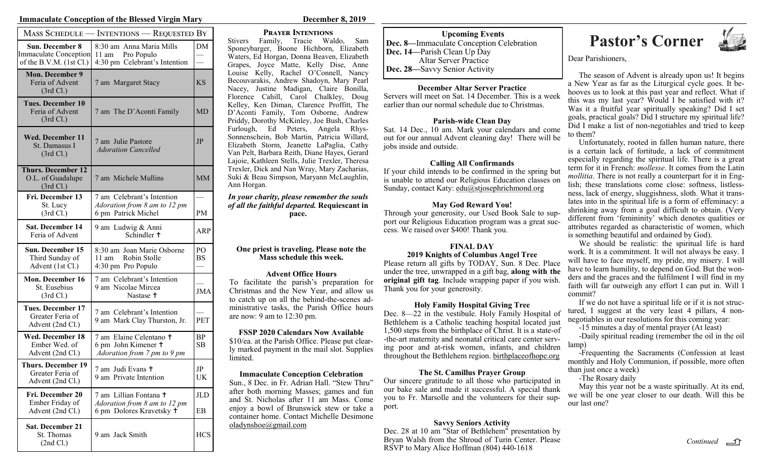Immaculate Conception of the Blessed Virgin Mary — December 8, 2019

| Mass Schedule — Intentions — Requested By | | |
|---|---|---|
| **Sun. December 8** Immaculate Conception of the B.V.M. (1st Cl.) | 8:30 am Anna Maria Mills<br>11 am Pro Populo<br>4:30 pm Celebrant's Intention | DM<br>—<br>— |
| **Mon. December 9** Feria of Advent (3rd Cl.) | 7 am Margaret Stacy | KS |
| **Tues. December 10** Feria of Advent (3rd Cl.) | 7 am The D'Aconti Family | MD |
| **Wed. December 11** St. Damasus I (3rd Cl.) | 7 am Julie Pastore<br>*Adoration Cancelled* | JP |
| **Thurs. December 12** O.L. of Guadalupe (3rd Cl.) | 7 am Michele Mullins | MM |
| **Fri. December 13** St. Lucy (3rd Cl.) | 7 am Celebrant's Intention<br>*Adoration from 8 am to 12 pm*<br>6 pm Patrick Michel | —<br><br>PM |
| **Sat. December 14** Feria of Advent | 9 am Ludwig & Anni Schindler ✝ | ARP |
| **Sun. December 15** Third Sunday of Advent (1st Cl.) | 8:30 am Joan Marie Osborne<br>11 am Robin Stolle<br>4:30 pm Pro Populo | PO<br>BS<br>— |
| **Mon. December 16** St. Eusebius (3rd Cl.) | 7 am Celebrant's Intention<br>9 am Nicolae Mircea Nastase ✝ | —<br>JMA |
| **Tues. December 17** Greater Feria of Advent (2nd Cl.) | 7 am Celebrant's Intention<br>9 am Mark Clay Thurston, Jr. | —<br>PET |
| **Wed. December 18** Ember Wed. of Advent (2nd Cl.) | 7 am Elaine Celentano ✝<br>6 pm John Kimener ✝<br>*Adoration from 7 pm to 9 pm* | BP<br>SB |
| **Thurs. December 19** Greater Feria of Advent (2nd Cl.) | 7 am Judi Evans ✝<br>9 am Private Intention | JP<br>UK |
| **Fri. December 20** Ember Friday of Advent (2nd Cl.) | 7 am Lillian Fontana ✝<br>*Adoration from 8 am to 12 pm*<br>6 pm Dolores Kravetsky ✝ | JLD<br><br>EB |
| **Sat. December 21** St. Thomas (2nd Cl.) | 9 am Jack Smith | HCS |

### Prayer Intentions

Stivers Family, Tracie Waldo, Sam Sponeybarger, Boone Hichborn, Elizabeth Waters, Ed Horgan, Donna Beaven, Elizabeth Grapes, Joyce Matte, Kelly Dise, Anne Louise Kelly, Rachel O'Connell, Nancy Becouvarakis, Andrew Shadoyn, Mary Pearl Nacey, Justine Madigan, Claire Bonilla, Florence Cahill, Carol Chalkley, Doug Kelley, Ken Diman, Clarence Proffitt, The D'Aconti Family, Tom Osborne, Andrew Priddy, Dorothy McKinley, Joe Bush, Charles Furlough, Ed Peters, Angela Rhys-Sonnenschein, Bob Martin, Patricia Willard, Elizabeth Storm, Jeanette LaPaglia, Cathy Van Pelt, Barbara Reith, Diane Hayes, Gerard Lajoie, Kathleen Stells, Julie Trexler, Theresa Trexler, Dick and Nan Wray, Mary Zacharias, Suki & Beau Simpson, Maryann McLaughlin, Ann Horgan.

***In your charity, please remember the souls of all the faithful departed.* Requiescant in pace.**

**One priest is traveling. Please note the Mass schedule this week.**

### Advent Office Hours

To facilitate the parish's preparation for Christmas and the New Year, and allow us to catch up on all the behind-the-scenes administrative tasks, the Parish Office hours are now: 9 am to 12:30 pm.

### FSSP 2020 Calendars Now Available

$10/ea. at the Parish Office. Please put clearly marked payment in the mail slot. Supplies limited.

### Immaculate Conception Celebration

Sun., 8 Dec. in Fr. Adrian Hall. "Stew Thru" after both morning Masses; games and fun and St. Nicholas after 11 am Mass. Come enjoy a bowl of Brunswick stew or take a container home. Contact Michelle Desimone oladynshoe@gmail.com

### Upcoming Events

**Dec. 8**—Immaculate Conception Celebration
**Dec. 14**—Parish Clean Up Day
Altar Server Practice
**Dec. 28**—Savvy Senior Activity

### December Altar Server Practice

Servers will meet on Sat. 14 December. This is a week earlier than our normal schedule due to Christmas.

### Parish-wide Clean Day

Sat. 14 Dec., 10 am. Mark your calendars and come out for our annual Advent cleaning day! There will be jobs inside and outside.

### Calling All Confirmands

If your child intends to be confirmed in the spring but is unable to attend our Religious Education classes on Sunday, contact Katy: edu@stjosephrichmond.org

### May God Reward You!

Through your generosity, our Used Book Sale to support our Religious Education program was a great success. We raised over $400! Thank you.

### FINAL DAY
### 2019 Knights of Columbus Angel Tree

Please return all gifts by TODAY, Sun. 8 Dec. Place under the tree, unwrapped in a gift bag, **along with the original gift tag**. Include wrapping paper if you wish. Thank you for your generosity.

### Holy Family Hospital Giving Tree

Dec. 8—22 in the vestibule. Holy Family Hospital of Bethlehem is a Catholic teaching hospital located just 1,500 steps from the birthplace of Christ. It is a state-of-the-art maternity and neonatal critical care center serving poor and at-risk women, infants, and children throughout the Bethlehem region. birthplaceofhope.org

### The St. Camillus Prayer Group

Our sincere gratitude to all those who participated in our bake sale and made it successful. A special thank you to Fr. Marsolle and the volunteers for their support.

### Savvy Seniors Activity

Dec. 28 at 10 am "Star of Bethlehem" presentation by Bryan Walsh from the Shroud of Turin Center. Please RSVP to Mary Alice Hoffman (804) 440-1618

# Pastor's Corner

Dear Parishioners,

The season of Advent is already upon us! It begins a New Year as far as the Liturgical cycle goes. It behooves us to look at this past year and reflect. What if this was my last year? Would I be satisfied with it? Was it a fruitful year spiritually speaking? Did I set goals, practical goals? Did I structure my spiritual life? Did I make a list of non-negotiables and tried to keep to them?

Unfortunately, rooted in fallen human nature, there is a certain lack of fortitude, a lack of commitment especially regarding the spiritual life. There is a great term for it in French: *mollesse*. It comes from the Latin *mollitia*. There is not really a counterpart for it in English; these translations come close: softness, listlessness, lack of energy, sluggishness, sloth. What it translates into in the spiritual life is a form of effeminacy: a shrinking away from a goal difficult to obtain. (Very different from 'femininity' which denotes qualities or attributes regarded as characteristic of women, which is something beautiful and ordained by God).

We should be realistic: the spiritual life is hard work. It is a commitment. It will not always be easy. I will have to face myself, my pride, my misery. I will have to learn humility, to depend on God. But the wonders and the graces and the fulfilment I will find in my faith will far outweigh any effort I can put in. Will I commit?

If we do not have a spiritual life or if it is not structured, I suggest at the very least 4 pillars, 4 non-negotiables in our resolutions for this coming year:

-15 minutes a day of mental prayer (At least)

-Daily spiritual reading (remember the oil in the oil lamp)

-Frequenting the Sacraments (Confession at least monthly and Holy Communion, if possible, more often than just once a week)

-The Rosary daily

May this year not be a waste spiritually. At its end, we will be one year closer to our death. Will this be our last one?

*Continued*